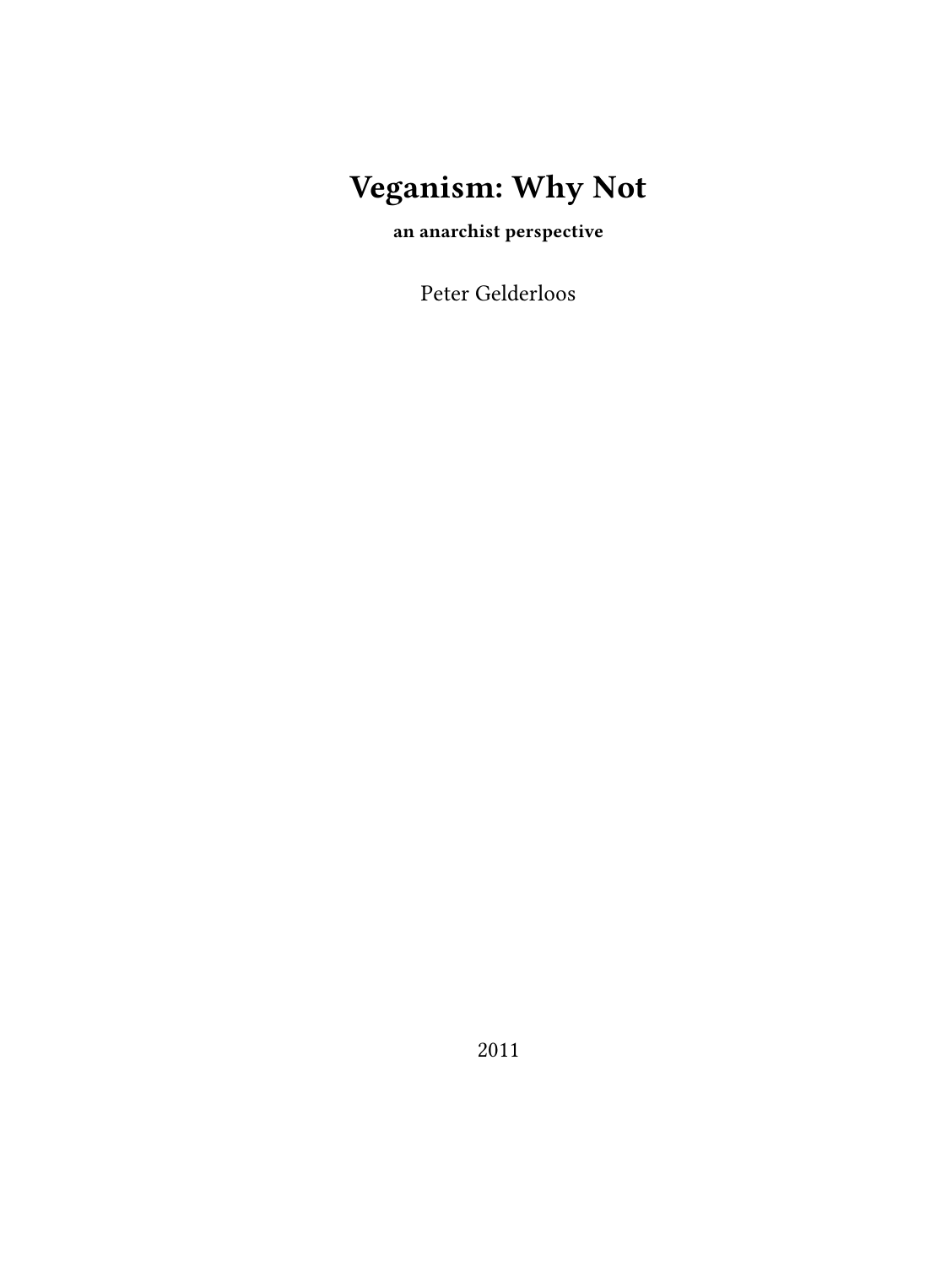# Veganism: Why Not

**an anarchist perspective**

Peter Gelderloos

2011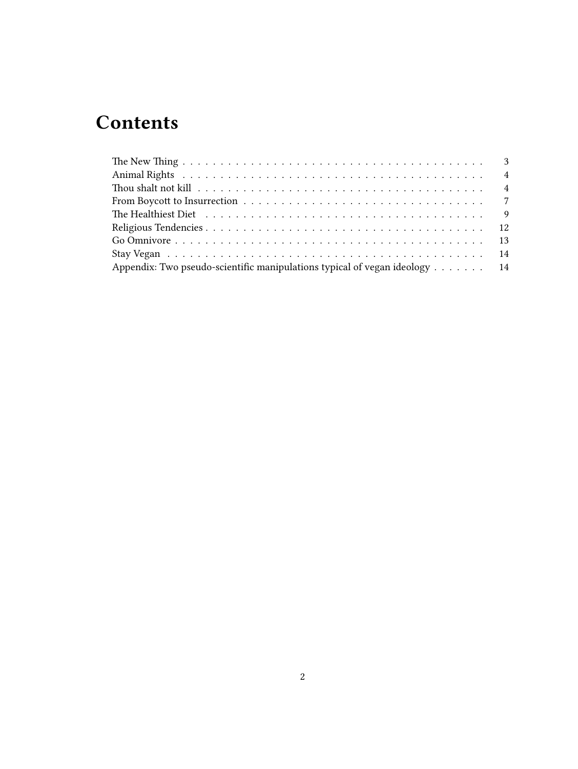# Contents

- The New Thing . . . . . . . . . . . . . . . . . . . . . . . . . . . . . . . . . . . . . . . . 3
- Animal Rights . . . . . . . . . . . . . . . . . . . . . . . . . . . . . . . . . . . . . . . . 4
- Thou shalt not kill . . . . . . . . . . . . . . . . . . . . . . . . . . . . . . . . . . . . . . 4
- From Boycott to Insurrection . . . . . . . . . . . . . . . . . . . . . . . . . . . . . . . . 7
- The Healthiest Diet . . . . . . . . . . . . . . . . . . . . . . . . . . . . . . . . . . . . . 9
- Religious Tendencies . . . . . . . . . . . . . . . . . . . . . . . . . . . . . . . . . . . . 12
- Go Omnivore . . . . . . . . . . . . . . . . . . . . . . . . . . . . . . . . . . . . . . . . 13
- Stay Vegan . . . . . . . . . . . . . . . . . . . . . . . . . . . . . . . . . . . . . . . . . 14
- Appendix: Two pseudo-scientific manipulations typical of vegan ideology . . . . . . . 14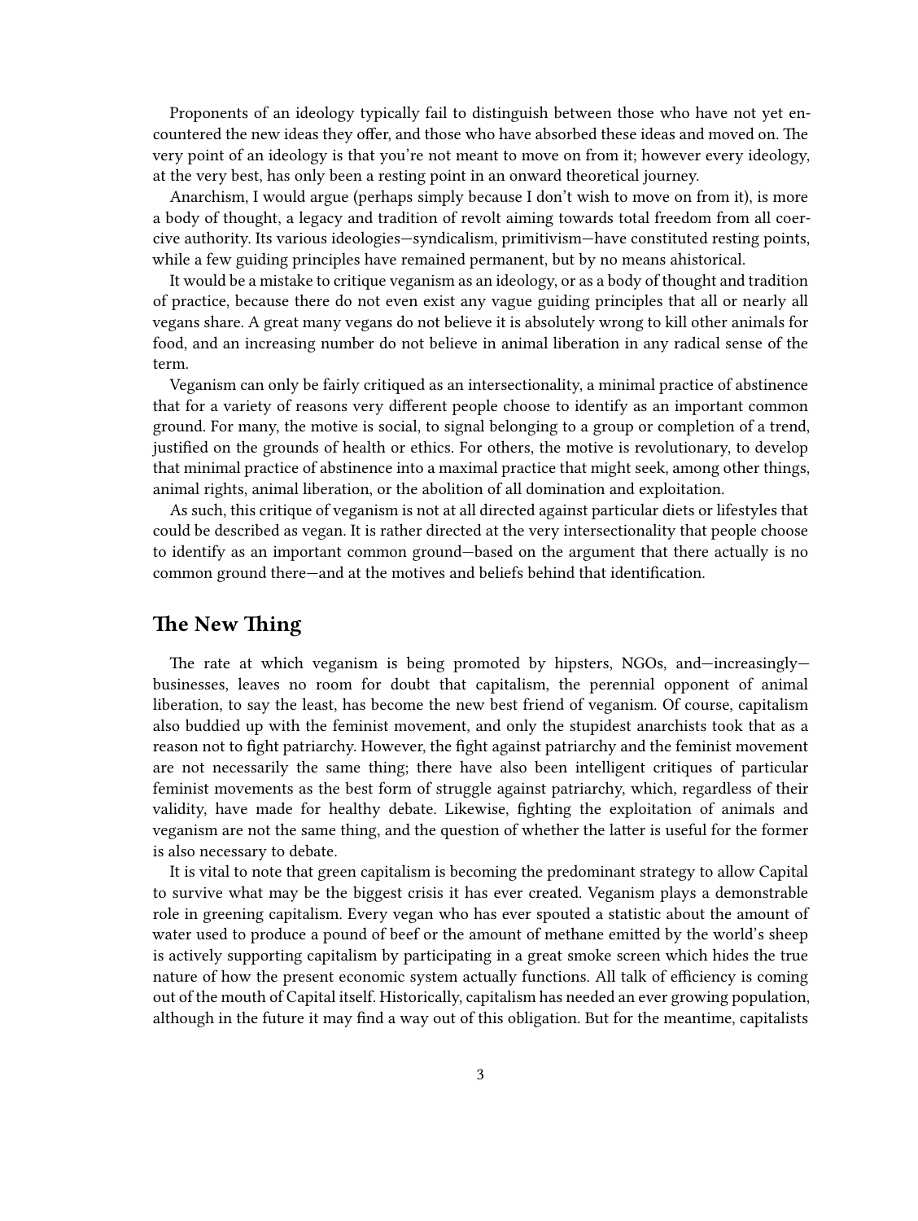Proponents of an ideology typically fail to distinguish between those who have not yet encountered the new ideas they offer, and those who have absorbed these ideas and moved on. The very point of an ideology is that you're not meant to move on from it; however every ideology, at the very best, has only been a resting point in an onward theoretical journey.

Anarchism, I would argue (perhaps simply because I don't wish to move on from it), is more a body of thought, a legacy and tradition of revolt aiming towards total freedom from all coercive authority. Its various ideologies—syndicalism, primitivism—have constituted resting points, while a few guiding principles have remained permanent, but by no means ahistorical.

It would be a mistake to critique veganism as an ideology, or as a body of thought and tradition of practice, because there do not even exist any vague guiding principles that all or nearly all vegans share. A great many vegans do not believe it is absolutely wrong to kill other animals for food, and an increasing number do not believe in animal liberation in any radical sense of the term.

Veganism can only be fairly critiqued as an intersectionality, a minimal practice of abstinence that for a variety of reasons very different people choose to identify as an important common ground. For many, the motive is social, to signal belonging to a group or completion of a trend, justified on the grounds of health or ethics. For others, the motive is revolutionary, to develop that minimal practice of abstinence into a maximal practice that might seek, among other things, animal rights, animal liberation, or the abolition of all domination and exploitation.

As such, this critique of veganism is not at all directed against particular diets or lifestyles that could be described as vegan. It is rather directed at the very intersectionality that people choose to identify as an important common ground—based on the argument that there actually is no common ground there—and at the motives and beliefs behind that identification.

## The New Thing

The rate at which veganism is being promoted by hipsters, NGOs, and—increasingly—businesses, leaves no room for doubt that capitalism, the perennial opponent of animal liberation, to say the least, has become the new best friend of veganism. Of course, capitalism also buddied up with the feminist movement, and only the stupidest anarchists took that as a reason not to fight patriarchy. However, the fight against patriarchy and the feminist movement are not necessarily the same thing; there have also been intelligent critiques of particular feminist movements as the best form of struggle against patriarchy, which, regardless of their validity, have made for healthy debate. Likewise, fighting the exploitation of animals and veganism are not the same thing, and the question of whether the latter is useful for the former is also necessary to debate.

It is vital to note that green capitalism is becoming the predominant strategy to allow Capital to survive what may be the biggest crisis it has ever created. Veganism plays a demonstrable role in greening capitalism. Every vegan who has ever spouted a statistic about the amount of water used to produce a pound of beef or the amount of methane emitted by the world's sheep is actively supporting capitalism by participating in a great smoke screen which hides the true nature of how the present economic system actually functions. All talk of efficiency is coming out of the mouth of Capital itself. Historically, capitalism has needed an ever growing population, although in the future it may find a way out of this obligation. But for the meantime, capitalists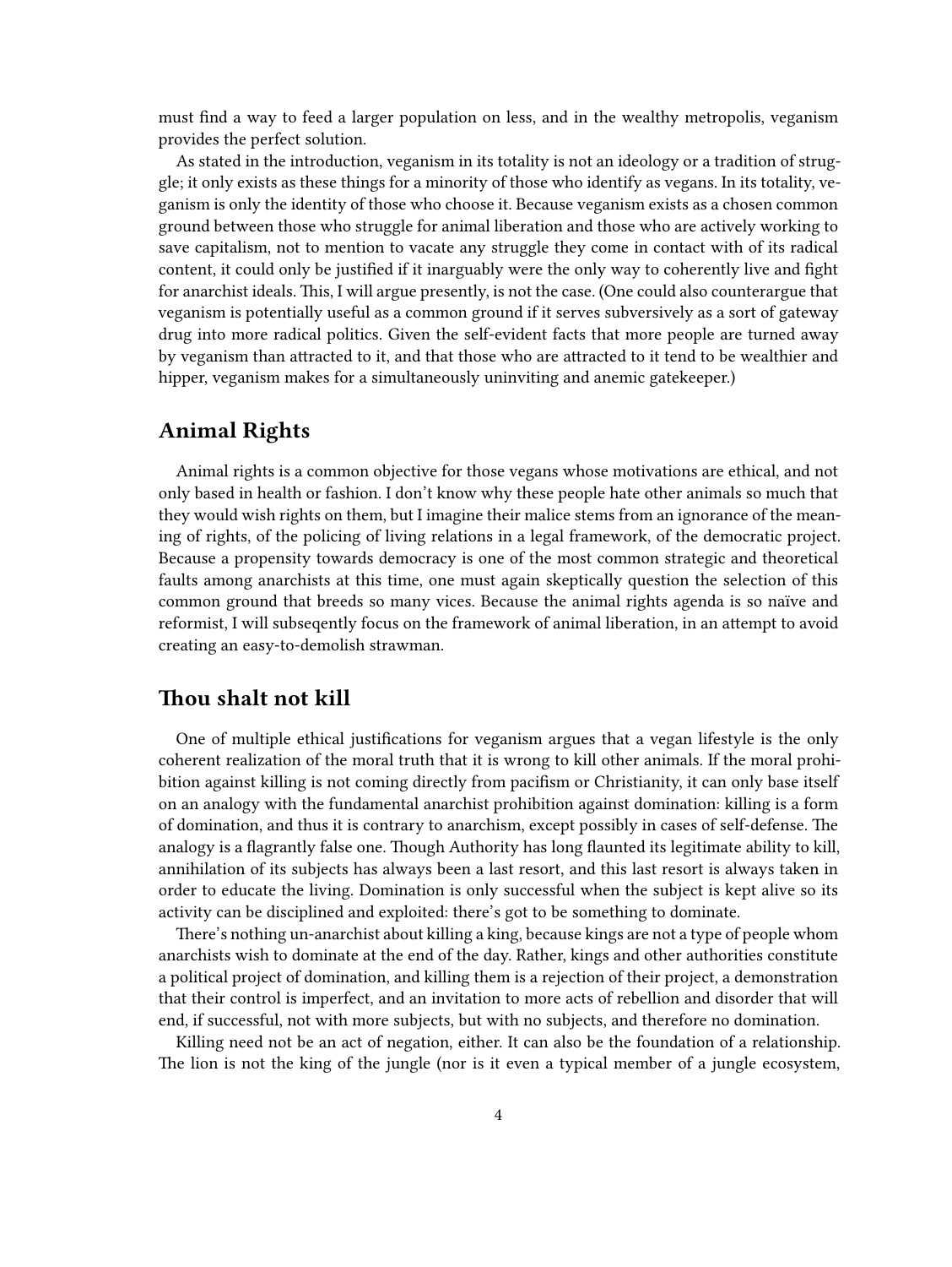must find a way to feed a larger population on less, and in the wealthy metropolis, veganism provides the perfect solution.

As stated in the introduction, veganism in its totality is not an ideology or a tradition of struggle; it only exists as these things for a minority of those who identify as vegans. In its totality, veganism is only the identity of those who choose it. Because veganism exists as a chosen common ground between those who struggle for animal liberation and those who are actively working to save capitalism, not to mention to vacate any struggle they come in contact with of its radical content, it could only be justified if it inarguably were the only way to coherently live and fight for anarchist ideals. This, I will argue presently, is not the case. (One could also counterargue that veganism is potentially useful as a common ground if it serves subversively as a sort of gateway drug into more radical politics. Given the self-evident facts that more people are turned away by veganism than attracted to it, and that those who are attracted to it tend to be wealthier and hipper, veganism makes for a simultaneously uninviting and anemic gatekeeper.)

## Animal Rights

Animal rights is a common objective for those vegans whose motivations are ethical, and not only based in health or fashion. I don't know why these people hate other animals so much that they would wish rights on them, but I imagine their malice stems from an ignorance of the meaning of rights, of the policing of living relations in a legal framework, of the democratic project. Because a propensity towards democracy is one of the most common strategic and theoretical faults among anarchists at this time, one must again skeptically question the selection of this common ground that breeds so many vices. Because the animal rights agenda is so naïve and reformist, I will subseqently focus on the framework of animal liberation, in an attempt to avoid creating an easy-to-demolish strawman.

## Thou shalt not kill

One of multiple ethical justifications for veganism argues that a vegan lifestyle is the only coherent realization of the moral truth that it is wrong to kill other animals. If the moral prohibition against killing is not coming directly from pacifism or Christianity, it can only base itself on an analogy with the fundamental anarchist prohibition against domination: killing is a form of domination, and thus it is contrary to anarchism, except possibly in cases of self-defense. The analogy is a flagrantly false one. Though Authority has long flaunted its legitimate ability to kill, annihilation of its subjects has always been a last resort, and this last resort is always taken in order to educate the living. Domination is only successful when the subject is kept alive so its activity can be disciplined and exploited: there's got to be something to dominate.

There's nothing un-anarchist about killing a king, because kings are not a type of people whom anarchists wish to dominate at the end of the day. Rather, kings and other authorities constitute a political project of domination, and killing them is a rejection of their project, a demonstration that their control is imperfect, and an invitation to more acts of rebellion and disorder that will end, if successful, not with more subjects, but with no subjects, and therefore no domination.

Killing need not be an act of negation, either. It can also be the foundation of a relationship. The lion is not the king of the jungle (nor is it even a typical member of a jungle ecosystem,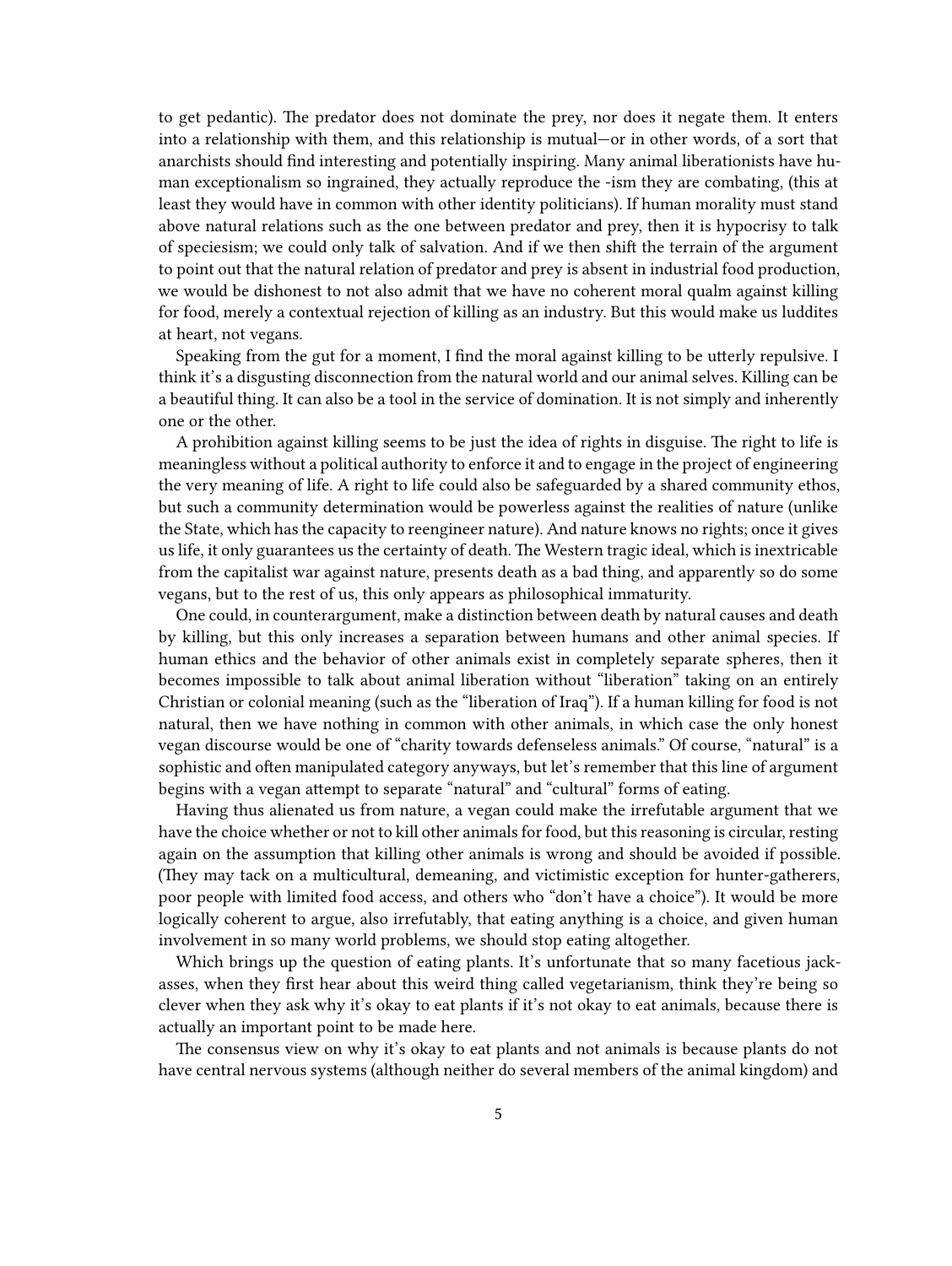to get pedantic). The predator does not dominate the prey, nor does it negate them. It enters into a relationship with them, and this relationship is mutual—or in other words, of a sort that anarchists should find interesting and potentially inspiring. Many animal liberationists have human exceptionalism so ingrained, they actually reproduce the -ism they are combating, (this at least they would have in common with other identity politicians). If human morality must stand above natural relations such as the one between predator and prey, then it is hypocrisy to talk of speciesism; we could only talk of salvation. And if we then shift the terrain of the argument to point out that the natural relation of predator and prey is absent in industrial food production, we would be dishonest to not also admit that we have no coherent moral qualm against killing for food, merely a contextual rejection of killing as an industry. But this would make us luddites at heart, not vegans.

Speaking from the gut for a moment, I find the moral against killing to be utterly repulsive. I think it's a disgusting disconnection from the natural world and our animal selves. Killing can be a beautiful thing. It can also be a tool in the service of domination. It is not simply and inherently one or the other.

A prohibition against killing seems to be just the idea of rights in disguise. The right to life is meaningless without a political authority to enforce it and to engage in the project of engineering the very meaning of life. A right to life could also be safeguarded by a shared community ethos, but such a community determination would be powerless against the realities of nature (unlike the State, which has the capacity to reengineer nature). And nature knows no rights; once it gives us life, it only guarantees us the certainty of death. The Western tragic ideal, which is inextricable from the capitalist war against nature, presents death as a bad thing, and apparently so do some vegans, but to the rest of us, this only appears as philosophical immaturity.

One could, in counterargument, make a distinction between death by natural causes and death by killing, but this only increases a separation between humans and other animal species. If human ethics and the behavior of other animals exist in completely separate spheres, then it becomes impossible to talk about animal liberation without "liberation" taking on an entirely Christian or colonial meaning (such as the "liberation of Iraq"). If a human killing for food is not natural, then we have nothing in common with other animals, in which case the only honest vegan discourse would be one of "charity towards defenseless animals." Of course, "natural" is a sophistic and often manipulated category anyways, but let's remember that this line of argument begins with a vegan attempt to separate "natural" and "cultural" forms of eating.

Having thus alienated us from nature, a vegan could make the irrefutable argument that we have the choice whether or not to kill other animals for food, but this reasoning is circular, resting again on the assumption that killing other animals is wrong and should be avoided if possible. (They may tack on a multicultural, demeaning, and victimistic exception for hunter-gatherers, poor people with limited food access, and others who "don't have a choice"). It would be more logically coherent to argue, also irrefutably, that eating anything is a choice, and given human involvement in so many world problems, we should stop eating altogether.

Which brings up the question of eating plants. It's unfortunate that so many facetious jackasses, when they first hear about this weird thing called vegetarianism, think they're being so clever when they ask why it's okay to eat plants if it's not okay to eat animals, because there is actually an important point to be made here.

The consensus view on why it's okay to eat plants and not animals is because plants do not have central nervous systems (although neither do several members of the animal kingdom) and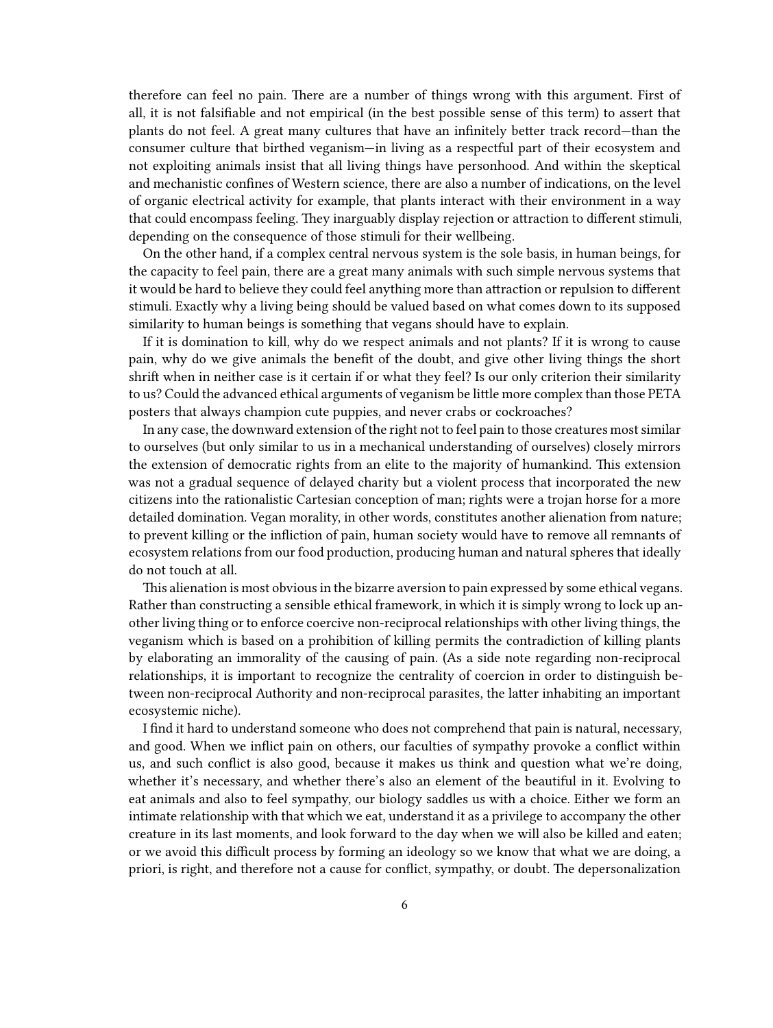therefore can feel no pain. There are a number of things wrong with this argument. First of all, it is not falsifiable and not empirical (in the best possible sense of this term) to assert that plants do not feel. A great many cultures that have an infinitely better track record—than the consumer culture that birthed veganism—in living as a respectful part of their ecosystem and not exploiting animals insist that all living things have personhood. And within the skeptical and mechanistic confines of Western science, there are also a number of indications, on the level of organic electrical activity for example, that plants interact with their environment in a way that could encompass feeling. They inarguably display rejection or attraction to different stimuli, depending on the consequence of those stimuli for their wellbeing.

On the other hand, if a complex central nervous system is the sole basis, in human beings, for the capacity to feel pain, there are a great many animals with such simple nervous systems that it would be hard to believe they could feel anything more than attraction or repulsion to different stimuli. Exactly why a living being should be valued based on what comes down to its supposed similarity to human beings is something that vegans should have to explain.

If it is domination to kill, why do we respect animals and not plants? If it is wrong to cause pain, why do we give animals the benefit of the doubt, and give other living things the short shrift when in neither case is it certain if or what they feel? Is our only criterion their similarity to us? Could the advanced ethical arguments of veganism be little more complex than those PETA posters that always champion cute puppies, and never crabs or cockroaches?

In any case, the downward extension of the right not to feel pain to those creatures most similar to ourselves (but only similar to us in a mechanical understanding of ourselves) closely mirrors the extension of democratic rights from an elite to the majority of humankind. This extension was not a gradual sequence of delayed charity but a violent process that incorporated the new citizens into the rationalistic Cartesian conception of man; rights were a trojan horse for a more detailed domination. Vegan morality, in other words, constitutes another alienation from nature; to prevent killing or the infliction of pain, human society would have to remove all remnants of ecosystem relations from our food production, producing human and natural spheres that ideally do not touch at all.

This alienation is most obvious in the bizarre aversion to pain expressed by some ethical vegans. Rather than constructing a sensible ethical framework, in which it is simply wrong to lock up another living thing or to enforce coercive non-reciprocal relationships with other living things, the veganism which is based on a prohibition of killing permits the contradiction of killing plants by elaborating an immorality of the causing of pain. (As a side note regarding non-reciprocal relationships, it is important to recognize the centrality of coercion in order to distinguish between non-reciprocal Authority and non-reciprocal parasites, the latter inhabiting an important ecosystemic niche).

I find it hard to understand someone who does not comprehend that pain is natural, necessary, and good. When we inflict pain on others, our faculties of sympathy provoke a conflict within us, and such conflict is also good, because it makes us think and question what we're doing, whether it's necessary, and whether there's also an element of the beautiful in it. Evolving to eat animals and also to feel sympathy, our biology saddles us with a choice. Either we form an intimate relationship with that which we eat, understand it as a privilege to accompany the other creature in its last moments, and look forward to the day when we will also be killed and eaten; or we avoid this difficult process by forming an ideology so we know that what we are doing, a priori, is right, and therefore not a cause for conflict, sympathy, or doubt. The depersonalization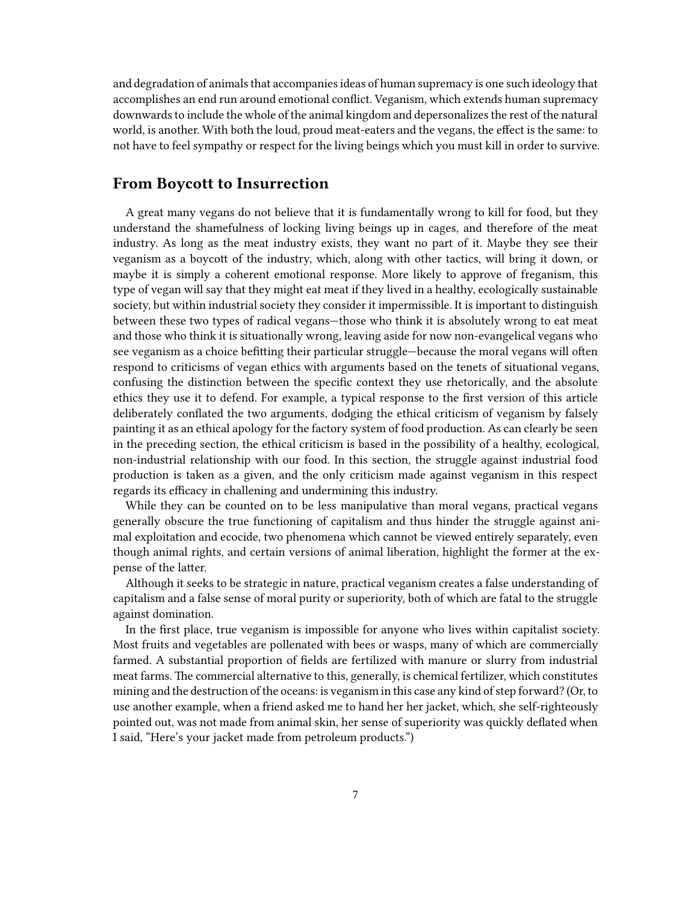and degradation of animals that accompanies ideas of human supremacy is one such ideology that accomplishes an end run around emotional conflict. Veganism, which extends human supremacy downwards to include the whole of the animal kingdom and depersonalizes the rest of the natural world, is another. With both the loud, proud meat-eaters and the vegans, the effect is the same: to not have to feel sympathy or respect for the living beings which you must kill in order to survive.

## From Boycott to Insurrection

A great many vegans do not believe that it is fundamentally wrong to kill for food, but they understand the shamefulness of locking living beings up in cages, and therefore of the meat industry. As long as the meat industry exists, they want no part of it. Maybe they see their veganism as a boycott of the industry, which, along with other tactics, will bring it down, or maybe it is simply a coherent emotional response. More likely to approve of freganism, this type of vegan will say that they might eat meat if they lived in a healthy, ecologically sustainable society, but within industrial society they consider it impermissible. It is important to distinguish between these two types of radical vegans—those who think it is absolutely wrong to eat meat and those who think it is situationally wrong, leaving aside for now non-evangelical vegans who see veganism as a choice befitting their particular struggle—because the moral vegans will often respond to criticisms of vegan ethics with arguments based on the tenets of situational vegans, confusing the distinction between the specific context they use rhetorically, and the absolute ethics they use it to defend. For example, a typical response to the first version of this article deliberately conflated the two arguments, dodging the ethical criticism of veganism by falsely painting it as an ethical apology for the factory system of food production. As can clearly be seen in the preceding section, the ethical criticism is based in the possibility of a healthy, ecological, non-industrial relationship with our food. In this section, the struggle against industrial food production is taken as a given, and the only criticism made against veganism in this respect regards its efficacy in challening and undermining this industry.

While they can be counted on to be less manipulative than moral vegans, practical vegans generally obscure the true functioning of capitalism and thus hinder the struggle against animal exploitation and ecocide, two phenomena which cannot be viewed entirely separately, even though animal rights, and certain versions of animal liberation, highlight the former at the expense of the latter.

Although it seeks to be strategic in nature, practical veganism creates a false understanding of capitalism and a false sense of moral purity or superiority, both of which are fatal to the struggle against domination.

In the first place, true veganism is impossible for anyone who lives within capitalist society. Most fruits and vegetables are pollenated with bees or wasps, many of which are commercially farmed. A substantial proportion of fields are fertilized with manure or slurry from industrial meat farms. The commercial alternative to this, generally, is chemical fertilizer, which constitutes mining and the destruction of the oceans: is veganism in this case any kind of step forward? (Or, to use another example, when a friend asked me to hand her her jacket, which, she self-righteously pointed out, was not made from animal skin, her sense of superiority was quickly deflated when I said, "Here's your jacket made from petroleum products.")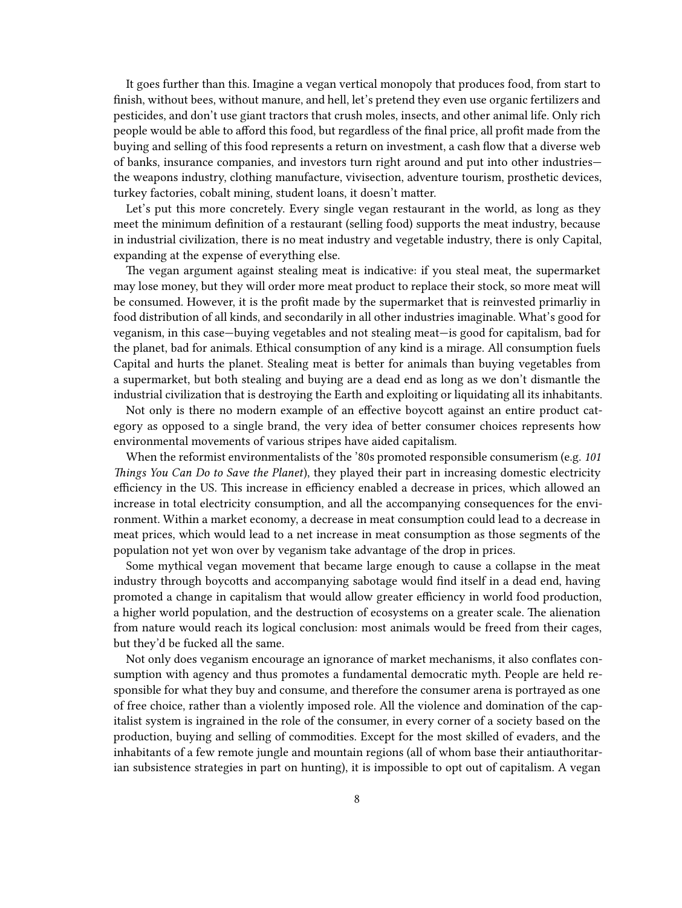It goes further than this. Imagine a vegan vertical monopoly that produces food, from start to finish, without bees, without manure, and hell, let's pretend they even use organic fertilizers and pesticides, and don't use giant tractors that crush moles, insects, and other animal life. Only rich people would be able to afford this food, but regardless of the final price, all profit made from the buying and selling of this food represents a return on investment, a cash flow that a diverse web of banks, insurance companies, and investors turn right around and put into other industries—the weapons industry, clothing manufacture, vivisection, adventure tourism, prosthetic devices, turkey factories, cobalt mining, student loans, it doesn't matter.

Let's put this more concretely. Every single vegan restaurant in the world, as long as they meet the minimum definition of a restaurant (selling food) supports the meat industry, because in industrial civilization, there is no meat industry and vegetable industry, there is only Capital, expanding at the expense of everything else.

The vegan argument against stealing meat is indicative: if you steal meat, the supermarket may lose money, but they will order more meat product to replace their stock, so more meat will be consumed. However, it is the profit made by the supermarket that is reinvested primarliy in food distribution of all kinds, and secondarily in all other industries imaginable. What's good for veganism, in this case—buying vegetables and not stealing meat—is good for capitalism, bad for the planet, bad for animals. Ethical consumption of any kind is a mirage. All consumption fuels Capital and hurts the planet. Stealing meat is better for animals than buying vegetables from a supermarket, but both stealing and buying are a dead end as long as we don't dismantle the industrial civilization that is destroying the Earth and exploiting or liquidating all its inhabitants.

Not only is there no modern example of an effective boycott against an entire product category as opposed to a single brand, the very idea of better consumer choices represents how environmental movements of various stripes have aided capitalism.

When the reformist environmentalists of the '80s promoted responsible consumerism (e.g. *101 Things You Can Do to Save the Planet*), they played their part in increasing domestic electricity efficiency in the US. This increase in efficiency enabled a decrease in prices, which allowed an increase in total electricity consumption, and all the accompanying consequences for the environment. Within a market economy, a decrease in meat consumption could lead to a decrease in meat prices, which would lead to a net increase in meat consumption as those segments of the population not yet won over by veganism take advantage of the drop in prices.

Some mythical vegan movement that became large enough to cause a collapse in the meat industry through boycotts and accompanying sabotage would find itself in a dead end, having promoted a change in capitalism that would allow greater efficiency in world food production, a higher world population, and the destruction of ecosystems on a greater scale. The alienation from nature would reach its logical conclusion: most animals would be freed from their cages, but they'd be fucked all the same.

Not only does veganism encourage an ignorance of market mechanisms, it also conflates consumption with agency and thus promotes a fundamental democratic myth. People are held responsible for what they buy and consume, and therefore the consumer arena is portrayed as one of free choice, rather than a violently imposed role. All the violence and domination of the capitalist system is ingrained in the role of the consumer, in every corner of a society based on the production, buying and selling of commodities. Except for the most skilled of evaders, and the inhabitants of a few remote jungle and mountain regions (all of whom base their antiauthoritarian subsistence strategies in part on hunting), it is impossible to opt out of capitalism. A vegan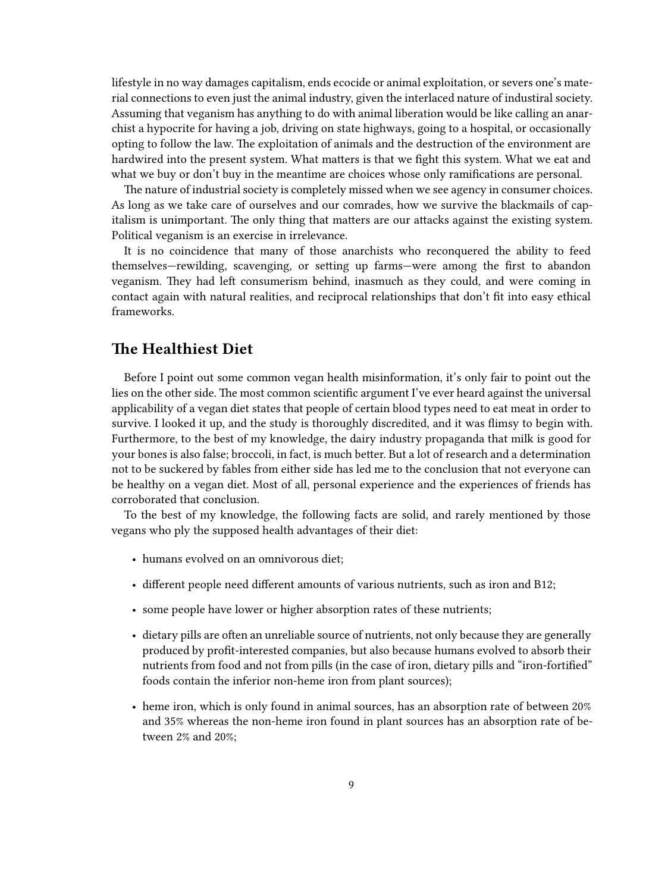lifestyle in no way damages capitalism, ends ecocide or animal exploitation, or severs one's material connections to even just the animal industry, given the interlaced nature of industiral society. Assuming that veganism has anything to do with animal liberation would be like calling an anarchist a hypocrite for having a job, driving on state highways, going to a hospital, or occasionally opting to follow the law. The exploitation of animals and the destruction of the environment are hardwired into the present system. What matters is that we fight this system. What we eat and what we buy or don't buy in the meantime are choices whose only ramifications are personal.

The nature of industrial society is completely missed when we see agency in consumer choices. As long as we take care of ourselves and our comrades, how we survive the blackmails of capitalism is unimportant. The only thing that matters are our attacks against the existing system. Political veganism is an exercise in irrelevance.

It is no coincidence that many of those anarchists who reconquered the ability to feed themselves—rewilding, scavenging, or setting up farms—were among the first to abandon veganism. They had left consumerism behind, inasmuch as they could, and were coming in contact again with natural realities, and reciprocal relationships that don't fit into easy ethical frameworks.

## The Healthiest Diet

Before I point out some common vegan health misinformation, it's only fair to point out the lies on the other side. The most common scientific argument I've ever heard against the universal applicability of a vegan diet states that people of certain blood types need to eat meat in order to survive. I looked it up, and the study is thoroughly discredited, and it was flimsy to begin with. Furthermore, to the best of my knowledge, the dairy industry propaganda that milk is good for your bones is also false; broccoli, in fact, is much better. But a lot of research and a determination not to be suckered by fables from either side has led me to the conclusion that not everyone can be healthy on a vegan diet. Most of all, personal experience and the experiences of friends has corroborated that conclusion.

To the best of my knowledge, the following facts are solid, and rarely mentioned by those vegans who ply the supposed health advantages of their diet:

- humans evolved on an omnivorous diet;
- different people need different amounts of various nutrients, such as iron and B12;
- some people have lower or higher absorption rates of these nutrients;
- dietary pills are often an unreliable source of nutrients, not only because they are generally produced by profit-interested companies, but also because humans evolved to absorb their nutrients from food and not from pills (in the case of iron, dietary pills and "iron-fortified" foods contain the inferior non-heme iron from plant sources);
- heme iron, which is only found in animal sources, has an absorption rate of between 20% and 35% whereas the non-heme iron found in plant sources has an absorption rate of between 2% and 20%;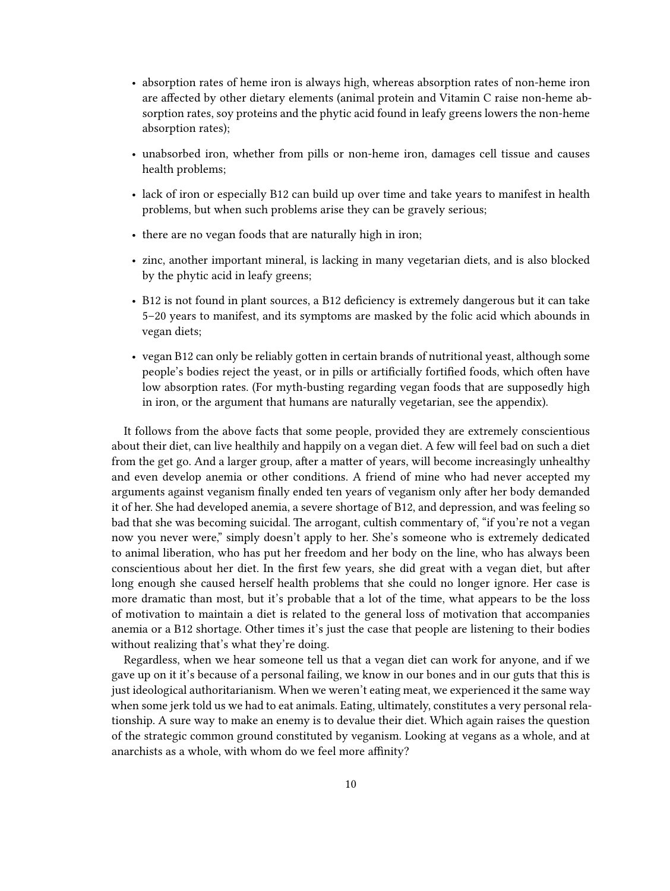- absorption rates of heme iron is always high, whereas absorption rates of non-heme iron are affected by other dietary elements (animal protein and Vitamin C raise non-heme absorption rates, soy proteins and the phytic acid found in leafy greens lowers the non-heme absorption rates);
- unabsorbed iron, whether from pills or non-heme iron, damages cell tissue and causes health problems;
- lack of iron or especially B12 can build up over time and take years to manifest in health problems, but when such problems arise they can be gravely serious;
- there are no vegan foods that are naturally high in iron;
- zinc, another important mineral, is lacking in many vegetarian diets, and is also blocked by the phytic acid in leafy greens;
- B12 is not found in plant sources, a B12 deficiency is extremely dangerous but it can take 5–20 years to manifest, and its symptoms are masked by the folic acid which abounds in vegan diets;
- vegan B12 can only be reliably gotten in certain brands of nutritional yeast, although some people's bodies reject the yeast, or in pills or artificially fortified foods, which often have low absorption rates. (For myth-busting regarding vegan foods that are supposedly high in iron, or the argument that humans are naturally vegetarian, see the appendix).

It follows from the above facts that some people, provided they are extremely conscientious about their diet, can live healthily and happily on a vegan diet. A few will feel bad on such a diet from the get go. And a larger group, after a matter of years, will become increasingly unhealthy and even develop anemia or other conditions. A friend of mine who had never accepted my arguments against veganism finally ended ten years of veganism only after her body demanded it of her. She had developed anemia, a severe shortage of B12, and depression, and was feeling so bad that she was becoming suicidal. The arrogant, cultish commentary of, "if you're not a vegan now you never were," simply doesn't apply to her. She's someone who is extremely dedicated to animal liberation, who has put her freedom and her body on the line, who has always been conscientious about her diet. In the first few years, she did great with a vegan diet, but after long enough she caused herself health problems that she could no longer ignore. Her case is more dramatic than most, but it's probable that a lot of the time, what appears to be the loss of motivation to maintain a diet is related to the general loss of motivation that accompanies anemia or a B12 shortage. Other times it's just the case that people are listening to their bodies without realizing that's what they're doing.

Regardless, when we hear someone tell us that a vegan diet can work for anyone, and if we gave up on it it's because of a personal failing, we know in our bones and in our guts that this is just ideological authoritarianism. When we weren't eating meat, we experienced it the same way when some jerk told us we had to eat animals. Eating, ultimately, constitutes a very personal relationship. A sure way to make an enemy is to devalue their diet. Which again raises the question of the strategic common ground constituted by veganism. Looking at vegans as a whole, and at anarchists as a whole, with whom do we feel more affinity?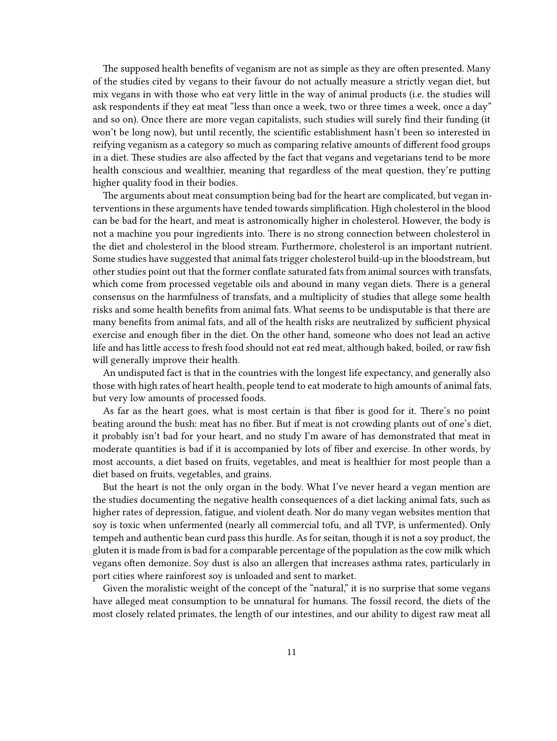The supposed health benefits of veganism are not as simple as they are often presented. Many of the studies cited by vegans to their favour do not actually measure a strictly vegan diet, but mix vegans in with those who eat very little in the way of animal products (i.e. the studies will ask respondents if they eat meat "less than once a week, two or three times a week, once a day" and so on). Once there are more vegan capitalists, such studies will surely find their funding (it won't be long now), but until recently, the scientific establishment hasn't been so interested in reifying veganism as a category so much as comparing relative amounts of different food groups in a diet. These studies are also affected by the fact that vegans and vegetarians tend to be more health conscious and wealthier, meaning that regardless of the meat question, they're putting higher quality food in their bodies.

The arguments about meat consumption being bad for the heart are complicated, but vegan interventions in these arguments have tended towards simplification. High cholesterol in the blood can be bad for the heart, and meat is astronomically higher in cholesterol. However, the body is not a machine you pour ingredients into. There is no strong connection between cholesterol in the diet and cholesterol in the blood stream. Furthermore, cholesterol is an important nutrient. Some studies have suggested that animal fats trigger cholesterol build-up in the bloodstream, but other studies point out that the former conflate saturated fats from animal sources with transfats, which come from processed vegetable oils and abound in many vegan diets. There is a general consensus on the harmfulness of transfats, and a multiplicity of studies that allege some health risks and some health benefits from animal fats. What seems to be undisputable is that there are many benefits from animal fats, and all of the health risks are neutralized by sufficient physical exercise and enough fiber in the diet. On the other hand, someone who does not lead an active life and has little access to fresh food should not eat red meat, although baked, boiled, or raw fish will generally improve their health.

An undisputed fact is that in the countries with the longest life expectancy, and generally also those with high rates of heart health, people tend to eat moderate to high amounts of animal fats, but very low amounts of processed foods.

As far as the heart goes, what is most certain is that fiber is good for it. There's no point beating around the bush: meat has no fiber. But if meat is not crowding plants out of one's diet, it probably isn't bad for your heart, and no study I'm aware of has demonstrated that meat in moderate quantities is bad if it is accompanied by lots of fiber and exercise. In other words, by most accounts, a diet based on fruits, vegetables, and meat is healthier for most people than a diet based on fruits, vegetables, and grains.

But the heart is not the only organ in the body. What I've never heard a vegan mention are the studies documenting the negative health consequences of a diet lacking animal fats, such as higher rates of depression, fatigue, and violent death. Nor do many vegan websites mention that soy is toxic when unfermented (nearly all commercial tofu, and all TVP, is unfermented). Only tempeh and authentic bean curd pass this hurdle. As for seitan, though it is not a soy product, the gluten it is made from is bad for a comparable percentage of the population as the cow milk which vegans often demonize. Soy dust is also an allergen that increases asthma rates, particularly in port cities where rainforest soy is unloaded and sent to market.

Given the moralistic weight of the concept of the "natural," it is no surprise that some vegans have alleged meat consumption to be unnatural for humans. The fossil record, the diets of the most closely related primates, the length of our intestines, and our ability to digest raw meat all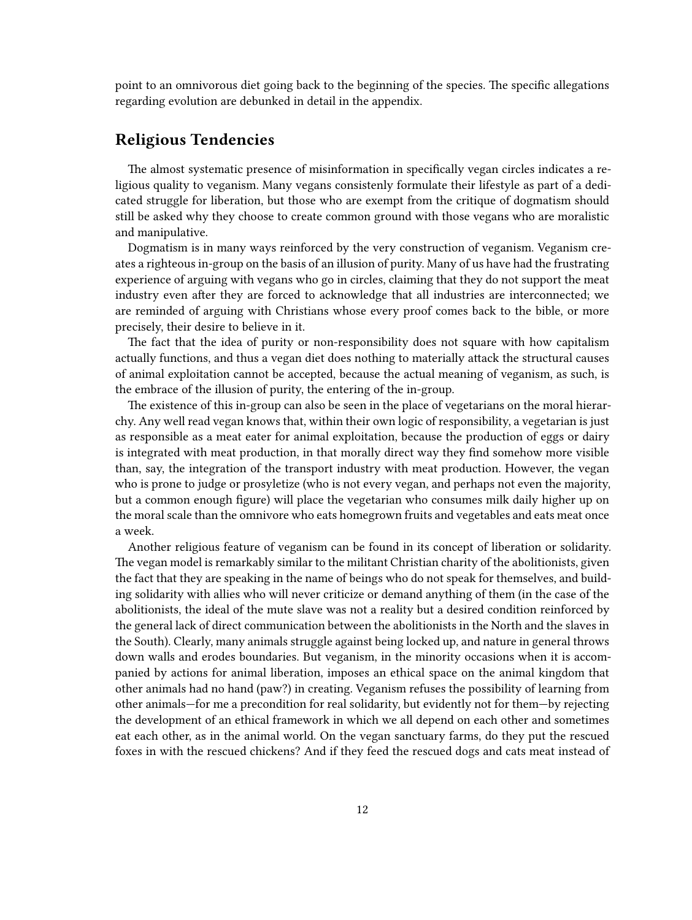point to an omnivorous diet going back to the beginning of the species. The specific allegations regarding evolution are debunked in detail in the appendix.

## Religious Tendencies

The almost systematic presence of misinformation in specifically vegan circles indicates a religious quality to veganism. Many vegans consistenly formulate their lifestyle as part of a dedicated struggle for liberation, but those who are exempt from the critique of dogmatism should still be asked why they choose to create common ground with those vegans who are moralistic and manipulative.

Dogmatism is in many ways reinforced by the very construction of veganism. Veganism creates a righteous in-group on the basis of an illusion of purity. Many of us have had the frustrating experience of arguing with vegans who go in circles, claiming that they do not support the meat industry even after they are forced to acknowledge that all industries are interconnected; we are reminded of arguing with Christians whose every proof comes back to the bible, or more precisely, their desire to believe in it.

The fact that the idea of purity or non-responsibility does not square with how capitalism actually functions, and thus a vegan diet does nothing to materially attack the structural causes of animal exploitation cannot be accepted, because the actual meaning of veganism, as such, is the embrace of the illusion of purity, the entering of the in-group.

The existence of this in-group can also be seen in the place of vegetarians on the moral hierarchy. Any well read vegan knows that, within their own logic of responsibility, a vegetarian is just as responsible as a meat eater for animal exploitation, because the production of eggs or dairy is integrated with meat production, in that morally direct way they find somehow more visible than, say, the integration of the transport industry with meat production. However, the vegan who is prone to judge or prosyletize (who is not every vegan, and perhaps not even the majority, but a common enough figure) will place the vegetarian who consumes milk daily higher up on the moral scale than the omnivore who eats homegrown fruits and vegetables and eats meat once a week.

Another religious feature of veganism can be found in its concept of liberation or solidarity. The vegan model is remarkably similar to the militant Christian charity of the abolitionists, given the fact that they are speaking in the name of beings who do not speak for themselves, and building solidarity with allies who will never criticize or demand anything of them (in the case of the abolitionists, the ideal of the mute slave was not a reality but a desired condition reinforced by the general lack of direct communication between the abolitionists in the North and the slaves in the South). Clearly, many animals struggle against being locked up, and nature in general throws down walls and erodes boundaries. But veganism, in the minority occasions when it is accompanied by actions for animal liberation, imposes an ethical space on the animal kingdom that other animals had no hand (paw?) in creating. Veganism refuses the possibility of learning from other animals—for me a precondition for real solidarity, but evidently not for them—by rejecting the development of an ethical framework in which we all depend on each other and sometimes eat each other, as in the animal world. On the vegan sanctuary farms, do they put the rescued foxes in with the rescued chickens? And if they feed the rescued dogs and cats meat instead of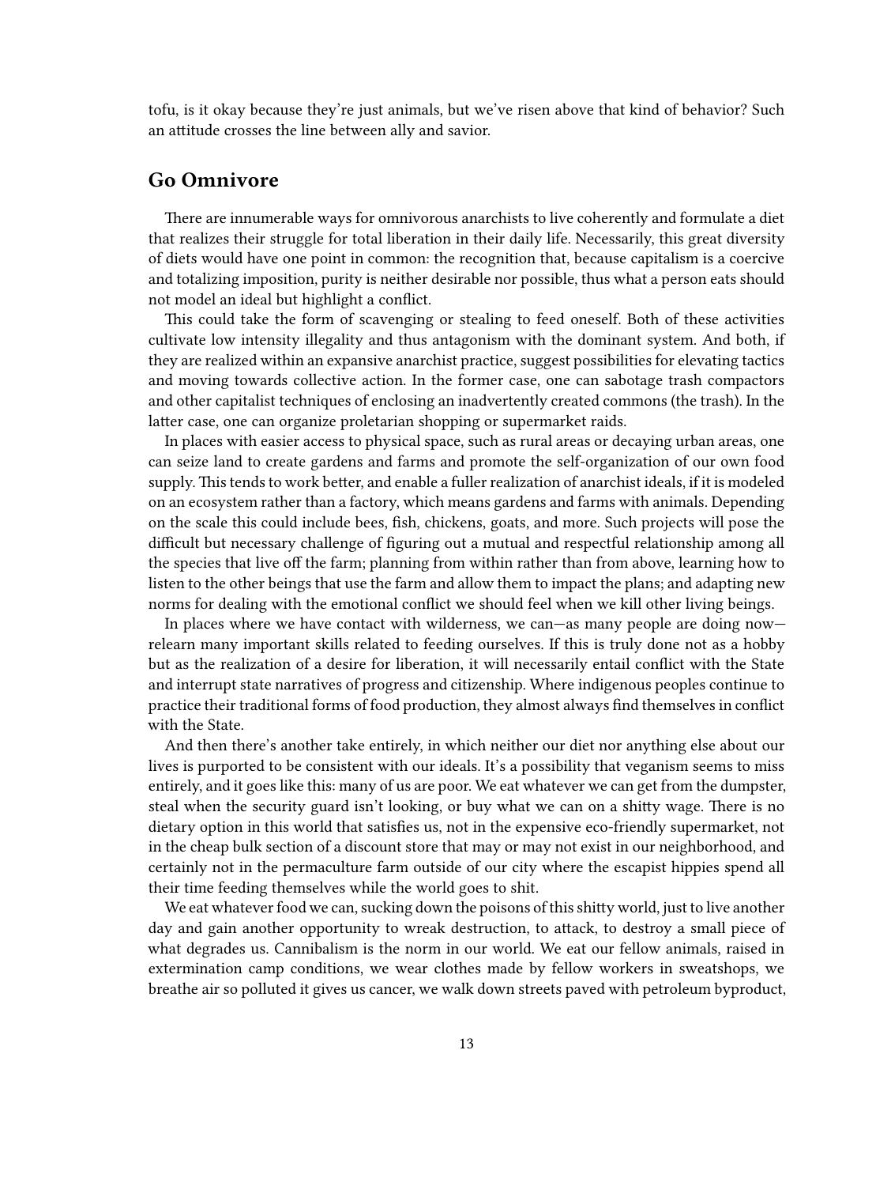tofu, is it okay because they're just animals, but we've risen above that kind of behavior? Such an attitude crosses the line between ally and savior.

## Go Omnivore

There are innumerable ways for omnivorous anarchists to live coherently and formulate a diet that realizes their struggle for total liberation in their daily life. Necessarily, this great diversity of diets would have one point in common: the recognition that, because capitalism is a coercive and totalizing imposition, purity is neither desirable nor possible, thus what a person eats should not model an ideal but highlight a conflict.

This could take the form of scavenging or stealing to feed oneself. Both of these activities cultivate low intensity illegality and thus antagonism with the dominant system. And both, if they are realized within an expansive anarchist practice, suggest possibilities for elevating tactics and moving towards collective action. In the former case, one can sabotage trash compactors and other capitalist techniques of enclosing an inadvertently created commons (the trash). In the latter case, one can organize proletarian shopping or supermarket raids.

In places with easier access to physical space, such as rural areas or decaying urban areas, one can seize land to create gardens and farms and promote the self-organization of our own food supply. This tends to work better, and enable a fuller realization of anarchist ideals, if it is modeled on an ecosystem rather than a factory, which means gardens and farms with animals. Depending on the scale this could include bees, fish, chickens, goats, and more. Such projects will pose the difficult but necessary challenge of figuring out a mutual and respectful relationship among all the species that live off the farm; planning from within rather than from above, learning how to listen to the other beings that use the farm and allow them to impact the plans; and adapting new norms for dealing with the emotional conflict we should feel when we kill other living beings.

In places where we have contact with wilderness, we can—as many people are doing now—relearn many important skills related to feeding ourselves. If this is truly done not as a hobby but as the realization of a desire for liberation, it will necessarily entail conflict with the State and interrupt state narratives of progress and citizenship. Where indigenous peoples continue to practice their traditional forms of food production, they almost always find themselves in conflict with the State.

And then there's another take entirely, in which neither our diet nor anything else about our lives is purported to be consistent with our ideals. It's a possibility that veganism seems to miss entirely, and it goes like this: many of us are poor. We eat whatever we can get from the dumpster, steal when the security guard isn't looking, or buy what we can on a shitty wage. There is no dietary option in this world that satisfies us, not in the expensive eco-friendly supermarket, not in the cheap bulk section of a discount store that may or may not exist in our neighborhood, and certainly not in the permaculture farm outside of our city where the escapist hippies spend all their time feeding themselves while the world goes to shit.

We eat whatever food we can, sucking down the poisons of this shitty world, just to live another day and gain another opportunity to wreak destruction, to attack, to destroy a small piece of what degrades us. Cannibalism is the norm in our world. We eat our fellow animals, raised in extermination camp conditions, we wear clothes made by fellow workers in sweatshops, we breathe air so polluted it gives us cancer, we walk down streets paved with petroleum byproduct,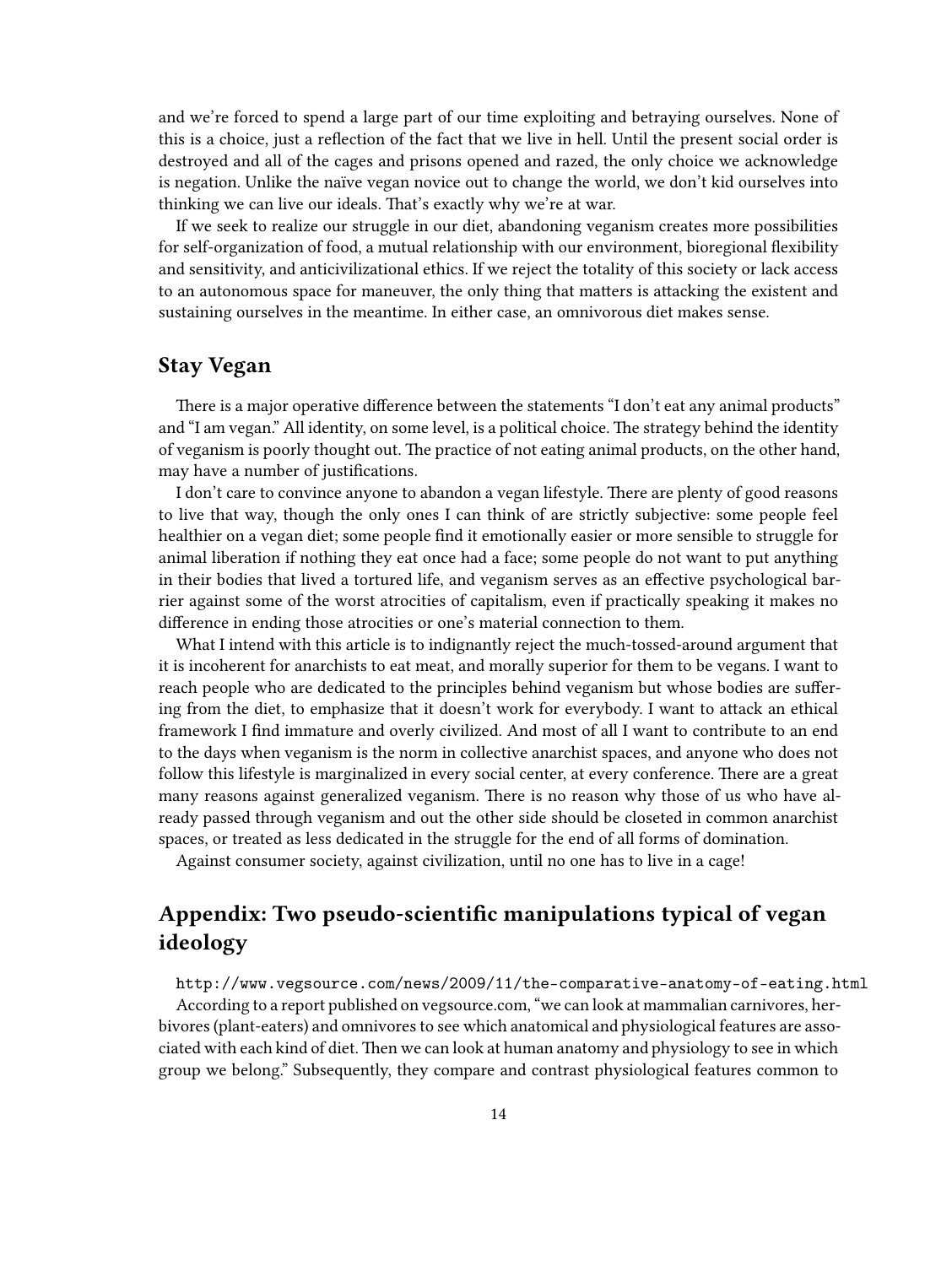and we're forced to spend a large part of our time exploiting and betraying ourselves. None of this is a choice, just a reflection of the fact that we live in hell. Until the present social order is destroyed and all of the cages and prisons opened and razed, the only choice we acknowledge is negation. Unlike the naïve vegan novice out to change the world, we don't kid ourselves into thinking we can live our ideals. That's exactly why we're at war.

If we seek to realize our struggle in our diet, abandoning veganism creates more possibilities for self-organization of food, a mutual relationship with our environment, bioregional flexibility and sensitivity, and anticivilizational ethics. If we reject the totality of this society or lack access to an autonomous space for maneuver, the only thing that matters is attacking the existent and sustaining ourselves in the meantime. In either case, an omnivorous diet makes sense.

## Stay Vegan

There is a major operative difference between the statements "I don't eat any animal products" and "I am vegan." All identity, on some level, is a political choice. The strategy behind the identity of veganism is poorly thought out. The practice of not eating animal products, on the other hand, may have a number of justifications.

I don't care to convince anyone to abandon a vegan lifestyle. There are plenty of good reasons to live that way, though the only ones I can think of are strictly subjective: some people feel healthier on a vegan diet; some people find it emotionally easier or more sensible to struggle for animal liberation if nothing they eat once had a face; some people do not want to put anything in their bodies that lived a tortured life, and veganism serves as an effective psychological barrier against some of the worst atrocities of capitalism, even if practically speaking it makes no difference in ending those atrocities or one's material connection to them.

What I intend with this article is to indignantly reject the much-tossed-around argument that it is incoherent for anarchists to eat meat, and morally superior for them to be vegans. I want to reach people who are dedicated to the principles behind veganism but whose bodies are suffering from the diet, to emphasize that it doesn't work for everybody. I want to attack an ethical framework I find immature and overly civilized. And most of all I want to contribute to an end to the days when veganism is the norm in collective anarchist spaces, and anyone who does not follow this lifestyle is marginalized in every social center, at every conference. There are a great many reasons against generalized veganism. There is no reason why those of us who have already passed through veganism and out the other side should be closeted in common anarchist spaces, or treated as less dedicated in the struggle for the end of all forms of domination.

Against consumer society, against civilization, until no one has to live in a cage!

## Appendix: Two pseudo-scientific manipulations typical of vegan ideology

http://www.vegsource.com/news/2009/11/the-comparative-anatomy-of-eating.html

According to a report published on vegsource.com, "we can look at mammalian carnivores, herbivores (plant-eaters) and omnivores to see which anatomical and physiological features are associated with each kind of diet. Then we can look at human anatomy and physiology to see in which group we belong." Subsequently, they compare and contrast physiological features common to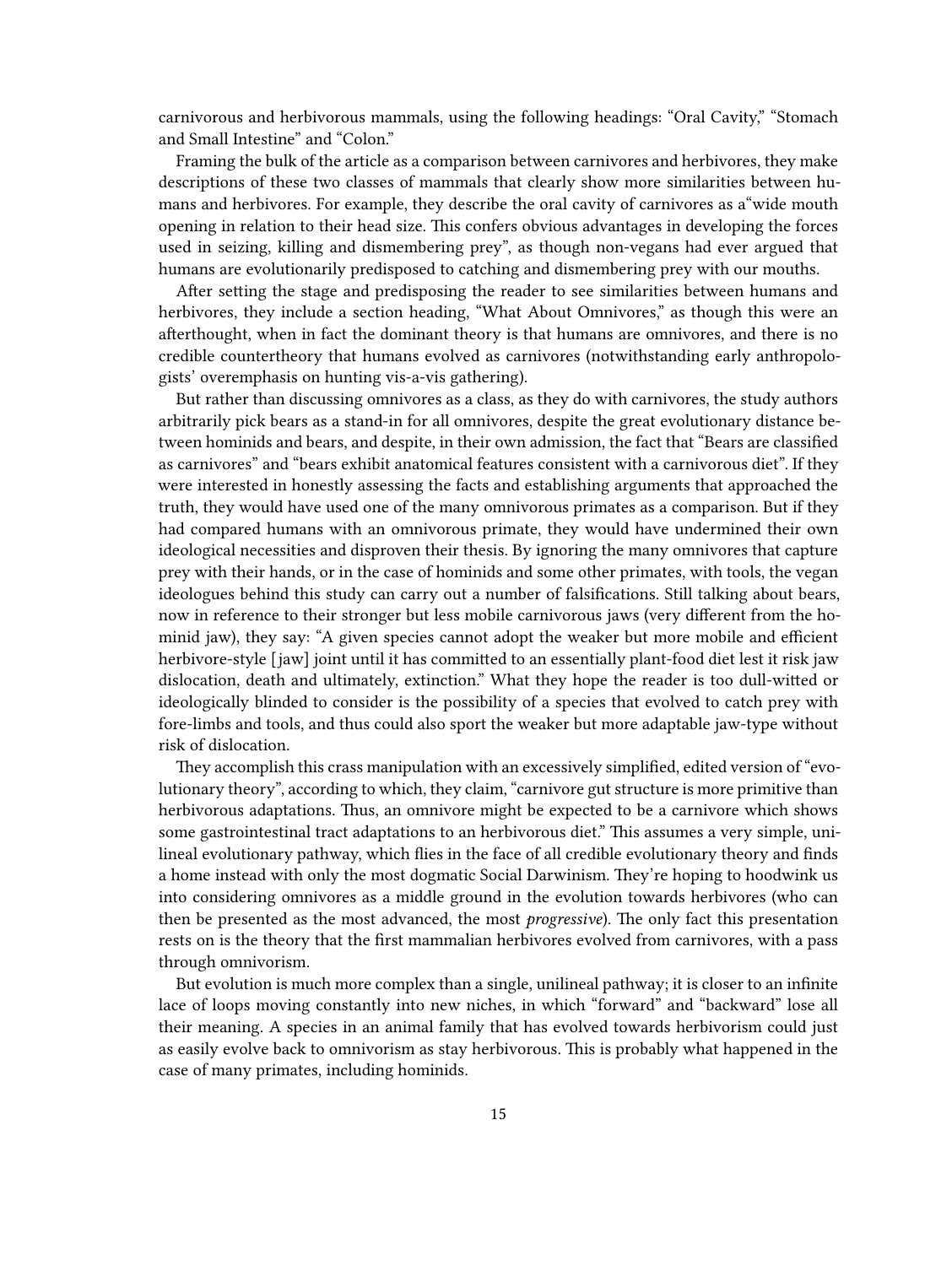carnivorous and herbivorous mammals, using the following headings: "Oral Cavity," "Stomach and Small Intestine" and "Colon."

Framing the bulk of the article as a comparison between carnivores and herbivores, they make descriptions of these two classes of mammals that clearly show more similarities between humans and herbivores. For example, they describe the oral cavity of carnivores as a"wide mouth opening in relation to their head size. This confers obvious advantages in developing the forces used in seizing, killing and dismembering prey", as though non-vegans had ever argued that humans are evolutionarily predisposed to catching and dismembering prey with our mouths.

After setting the stage and predisposing the reader to see similarities between humans and herbivores, they include a section heading, "What About Omnivores," as though this were an afterthought, when in fact the dominant theory is that humans are omnivores, and there is no credible countertheory that humans evolved as carnivores (notwithstanding early anthropologists' overemphasis on hunting vis-a-vis gathering).

But rather than discussing omnivores as a class, as they do with carnivores, the study authors arbitrarily pick bears as a stand-in for all omnivores, despite the great evolutionary distance between hominids and bears, and despite, in their own admission, the fact that "Bears are classified as carnivores" and "bears exhibit anatomical features consistent with a carnivorous diet". If they were interested in honestly assessing the facts and establishing arguments that approached the truth, they would have used one of the many omnivorous primates as a comparison. But if they had compared humans with an omnivorous primate, they would have undermined their own ideological necessities and disproven their thesis. By ignoring the many omnivores that capture prey with their hands, or in the case of hominids and some other primates, with tools, the vegan ideologues behind this study can carry out a number of falsifications. Still talking about bears, now in reference to their stronger but less mobile carnivorous jaws (very different from the hominid jaw), they say: "A given species cannot adopt the weaker but more mobile and efficient herbivore-style [jaw] joint until it has committed to an essentially plant-food diet lest it risk jaw dislocation, death and ultimately, extinction." What they hope the reader is too dull-witted or ideologically blinded to consider is the possibility of a species that evolved to catch prey with fore-limbs and tools, and thus could also sport the weaker but more adaptable jaw-type without risk of dislocation.

They accomplish this crass manipulation with an excessively simplified, edited version of "evolutionary theory", according to which, they claim, "carnivore gut structure is more primitive than herbivorous adaptations. Thus, an omnivore might be expected to be a carnivore which shows some gastrointestinal tract adaptations to an herbivorous diet." This assumes a very simple, unilineal evolutionary pathway, which flies in the face of all credible evolutionary theory and finds a home instead with only the most dogmatic Social Darwinism. They're hoping to hoodwink us into considering omnivores as a middle ground in the evolution towards herbivores (who can then be presented as the most advanced, the most *progressive*). The only fact this presentation rests on is the theory that the first mammalian herbivores evolved from carnivores, with a pass through omnivorism.

But evolution is much more complex than a single, unilineal pathway; it is closer to an infinite lace of loops moving constantly into new niches, in which "forward" and "backward" lose all their meaning. A species in an animal family that has evolved towards herbivorism could just as easily evolve back to omnivorism as stay herbivorous. This is probably what happened in the case of many primates, including hominids.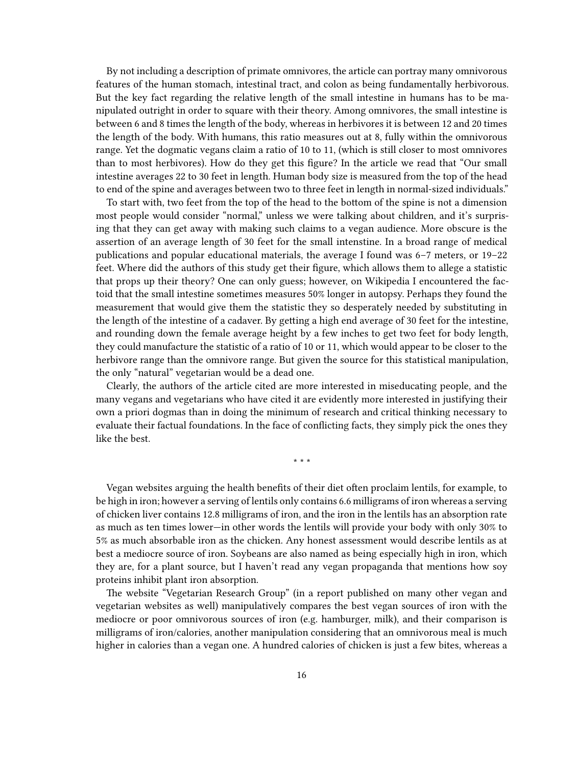By not including a description of primate omnivores, the article can portray many omnivorous features of the human stomach, intestinal tract, and colon as being fundamentally herbivorous. But the key fact regarding the relative length of the small intestine in humans has to be manipulated outright in order to square with their theory. Among omnivores, the small intestine is between 6 and 8 times the length of the body, whereas in herbivores it is between 12 and 20 times the length of the body. With humans, this ratio measures out at 8, fully within the omnivorous range. Yet the dogmatic vegans claim a ratio of 10 to 11, (which is still closer to most omnivores than to most herbivores). How do they get this figure? In the article we read that "Our small intestine averages 22 to 30 feet in length. Human body size is measured from the top of the head to end of the spine and averages between two to three feet in length in normal-sized individuals."

To start with, two feet from the top of the head to the bottom of the spine is not a dimension most people would consider "normal," unless we were talking about children, and it's surprising that they can get away with making such claims to a vegan audience. More obscure is the assertion of an average length of 30 feet for the small intenstine. In a broad range of medical publications and popular educational materials, the average I found was 6–7 meters, or 19–22 feet. Where did the authors of this study get their figure, which allows them to allege a statistic that props up their theory? One can only guess; however, on Wikipedia I encountered the factoid that the small intestine sometimes measures 50% longer in autopsy. Perhaps they found the measurement that would give them the statistic they so desperately needed by substituting in the length of the intestine of a cadaver. By getting a high end average of 30 feet for the intestine, and rounding down the female average height by a few inches to get two feet for body length, they could manufacture the statistic of a ratio of 10 or 11, which would appear to be closer to the herbivore range than the omnivore range. But given the source for this statistical manipulation, the only "natural" vegetarian would be a dead one.

Clearly, the authors of the article cited are more interested in miseducating people, and the many vegans and vegetarians who have cited it are evidently more interested in justifying their own a priori dogmas than in doing the minimum of research and critical thinking necessary to evaluate their factual foundations. In the face of conflicting facts, they simply pick the ones they like the best.

\* \* \*

Vegan websites arguing the health benefits of their diet often proclaim lentils, for example, to be high in iron; however a serving of lentils only contains 6.6 milligrams of iron whereas a serving of chicken liver contains 12.8 milligrams of iron, and the iron in the lentils has an absorption rate as much as ten times lower—in other words the lentils will provide your body with only 30% to 5% as much absorbable iron as the chicken. Any honest assessment would describe lentils as at best a mediocre source of iron. Soybeans are also named as being especially high in iron, which they are, for a plant source, but I haven't read any vegan propaganda that mentions how soy proteins inhibit plant iron absorption.

The website "Vegetarian Research Group" (in a report published on many other vegan and vegetarian websites as well) manipulatively compares the best vegan sources of iron with the mediocre or poor omnivorous sources of iron (e.g. hamburger, milk), and their comparison is milligrams of iron/calories, another manipulation considering that an omnivorous meal is much higher in calories than a vegan one. A hundred calories of chicken is just a few bites, whereas a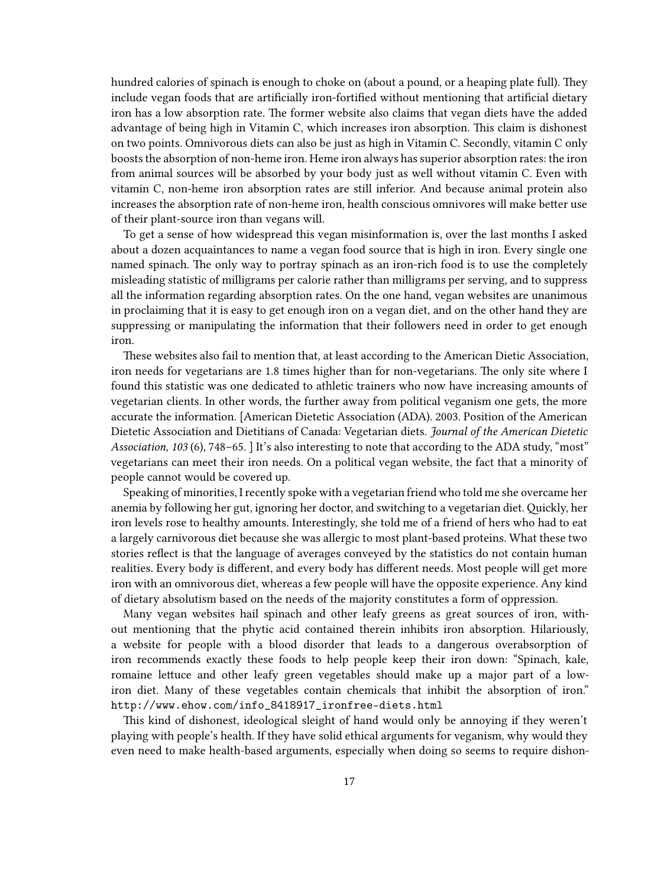hundred calories of spinach is enough to choke on (about a pound, or a heaping plate full). They include vegan foods that are artificially iron-fortified without mentioning that artificial dietary iron has a low absorption rate. The former website also claims that vegan diets have the added advantage of being high in Vitamin C, which increases iron absorption. This claim is dishonest on two points. Omnivorous diets can also be just as high in Vitamin C. Secondly, vitamin C only boosts the absorption of non-heme iron. Heme iron always has superior absorption rates: the iron from animal sources will be absorbed by your body just as well without vitamin C. Even with vitamin C, non-heme iron absorption rates are still inferior. And because animal protein also increases the absorption rate of non-heme iron, health conscious omnivores will make better use of their plant-source iron than vegans will.

To get a sense of how widespread this vegan misinformation is, over the last months I asked about a dozen acquaintances to name a vegan food source that is high in iron. Every single one named spinach. The only way to portray spinach as an iron-rich food is to use the completely misleading statistic of milligrams per calorie rather than milligrams per serving, and to suppress all the information regarding absorption rates. On the one hand, vegan websites are unanimous in proclaiming that it is easy to get enough iron on a vegan diet, and on the other hand they are suppressing or manipulating the information that their followers need in order to get enough iron.

These websites also fail to mention that, at least according to the American Dietic Association, iron needs for vegetarians are 1.8 times higher than for non-vegetarians. The only site where I found this statistic was one dedicated to athletic trainers who now have increasing amounts of vegetarian clients. In other words, the further away from political veganism one gets, the more accurate the information. [American Dietetic Association (ADA). 2003. Position of the American Dietetic Association and Dietitians of Canada: Vegetarian diets. *Journal of the American Dietetic Association, 103* (6), 748–65. ] It's also interesting to note that according to the ADA study, "most" vegetarians can meet their iron needs. On a political vegan website, the fact that a minority of people cannot would be covered up.

Speaking of minorities, I recently spoke with a vegetarian friend who told me she overcame her anemia by following her gut, ignoring her doctor, and switching to a vegetarian diet. Quickly, her iron levels rose to healthy amounts. Interestingly, she told me of a friend of hers who had to eat a largely carnivorous diet because she was allergic to most plant-based proteins. What these two stories reflect is that the language of averages conveyed by the statistics do not contain human realities. Every body is different, and every body has different needs. Most people will get more iron with an omnivorous diet, whereas a few people will have the opposite experience. Any kind of dietary absolutism based on the needs of the majority constitutes a form of oppression.

Many vegan websites hail spinach and other leafy greens as great sources of iron, without mentioning that the phytic acid contained therein inhibits iron absorption. Hilariously, a website for people with a blood disorder that leads to a dangerous overabsorption of iron recommends exactly these foods to help people keep their iron down: "Spinach, kale, romaine lettuce and other leafy green vegetables should make up a major part of a low-iron diet. Many of these vegetables contain chemicals that inhibit the absorption of iron." `http://www.ehow.com/info_8418917_ironfree-diets.html`

This kind of dishonest, ideological sleight of hand would only be annoying if they weren't playing with people's health. If they have solid ethical arguments for veganism, why would they even need to make health-based arguments, especially when doing so seems to require dishon-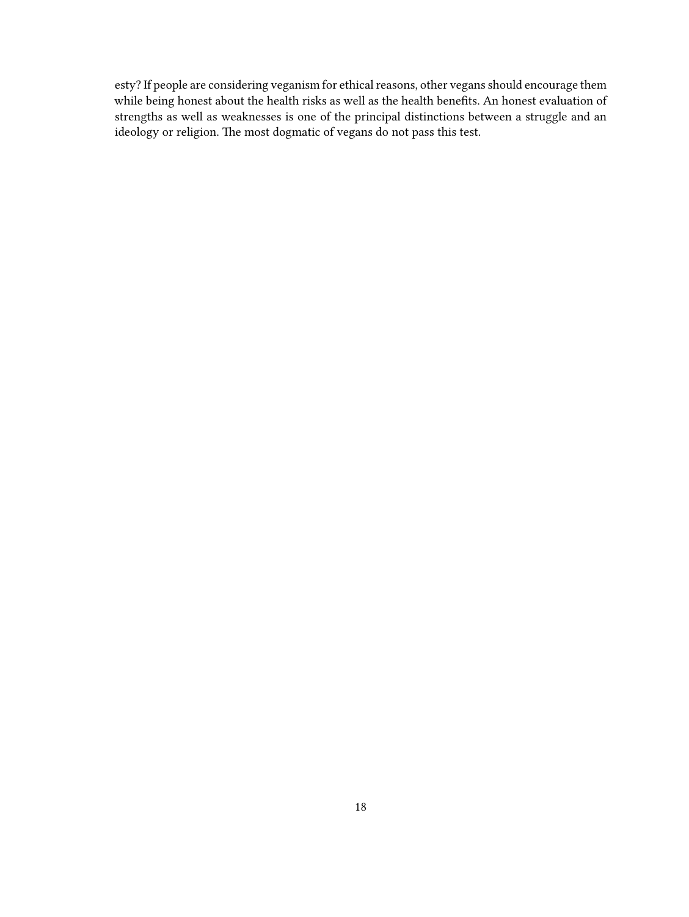esty? If people are considering veganism for ethical reasons, other vegans should encourage them while being honest about the health risks as well as the health benefits. An honest evaluation of strengths as well as weaknesses is one of the principal distinctions between a struggle and an ideology or religion. The most dogmatic of vegans do not pass this test.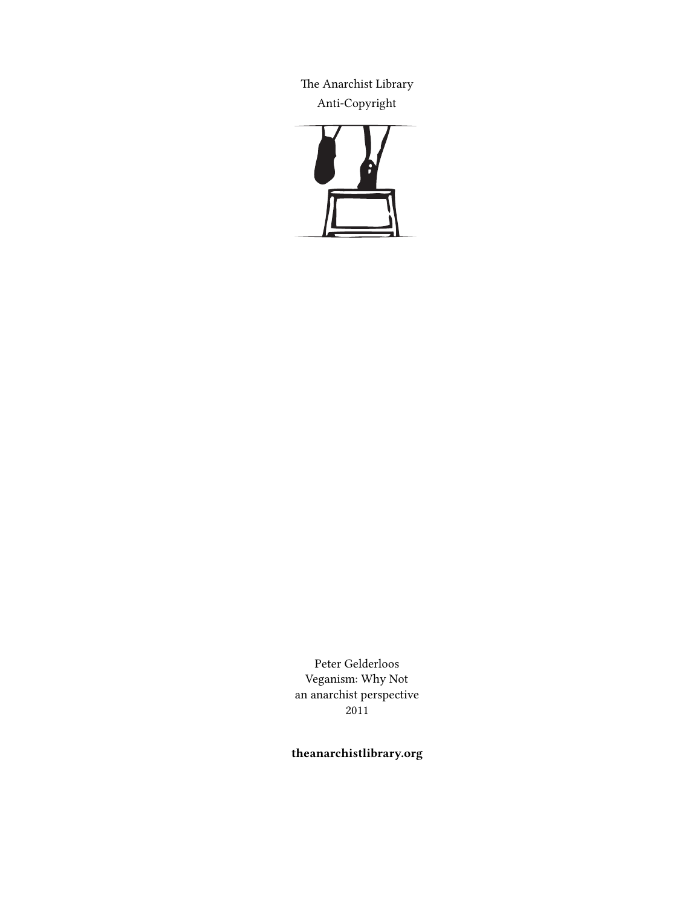The Anarchist Library
Anti-Copyright

Peter Gelderloos
Veganism: Why Not
an anarchist perspective
2011

**theanarchistlibrary.org**